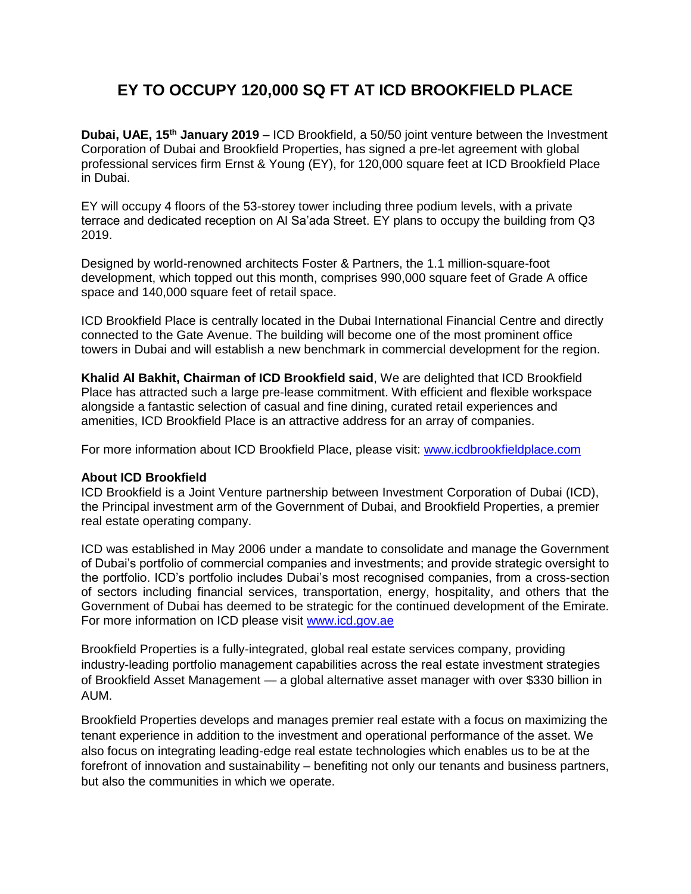# EY TO OCCUPY 120,000 SQ FT AT ICD BROOKFIELD PLACE

**Dubai, UAE, 15th January 2019** – ICD Brookfield, a 50/50 joint venture between the Investment Corporation of Dubai and Brookfield Properties, has signed a pre-let agreement with global professional services firm Ernst & Young (EY), for 120,000 square feet at ICD Brookfield Place in Dubai.

EY will occupy 4 floors of the 53-storey tower including three podium levels, with a private terrace and dedicated reception on Al Sa'ada Street. EY plans to occupy the building from Q3 2019.

Designed by world-renowned architects Foster & Partners, the 1.1 million-square-foot development, which topped out this month, comprises 990,000 square feet of Grade A office space and 140,000 square feet of retail space.

ICD Brookfield Place is centrally located in the Dubai International Financial Centre and directly connected to the Gate Avenue. The building will become one of the most prominent office towers in Dubai and will establish a new benchmark in commercial development for the region.

**Khalid Al Bakhit, Chairman of ICD Brookfield said**, We are delighted that ICD Brookfield Place has attracted such a large pre-lease commitment. With efficient and flexible workspace alongside a fantastic selection of casual and fine dining, curated retail experiences and amenities, ICD Brookfield Place is an attractive address for an array of companies.

For more information about ICD Brookfield Place, please visit: [www.icdbrookfieldplace.com](http://www.icdbrookfieldplace.com)

**About ICD Brookfield**

ICD Brookfield is a Joint Venture partnership between Investment Corporation of Dubai (ICD), the Principal investment arm of the Government of Dubai, and Brookfield Properties, a premier real estate operating company.

ICD was established in May 2006 under a mandate to consolidate and manage the Government of Dubai's portfolio of commercial companies and investments; and provide strategic oversight to the portfolio. ICD's portfolio includes Dubai's most recognised companies, from a cross-section of sectors including financial services, transportation, energy, hospitality, and others that the Government of Dubai has deemed to be strategic for the continued development of the Emirate. For more information on ICD please visit [www.icd.gov.ae](http://www.icd.gov.ae)

Brookfield Properties is a fully-integrated, global real estate services company, providing industry-leading portfolio management capabilities across the real estate investment strategies of Brookfield Asset Management — a global alternative asset manager with over $330 billion in AUM.

Brookfield Properties develops and manages premier real estate with a focus on maximizing the tenant experience in addition to the investment and operational performance of the asset. We also focus on integrating leading-edge real estate technologies which enables us to be at the forefront of innovation and sustainability – benefiting not only our tenants and business partners, but also the communities in which we operate.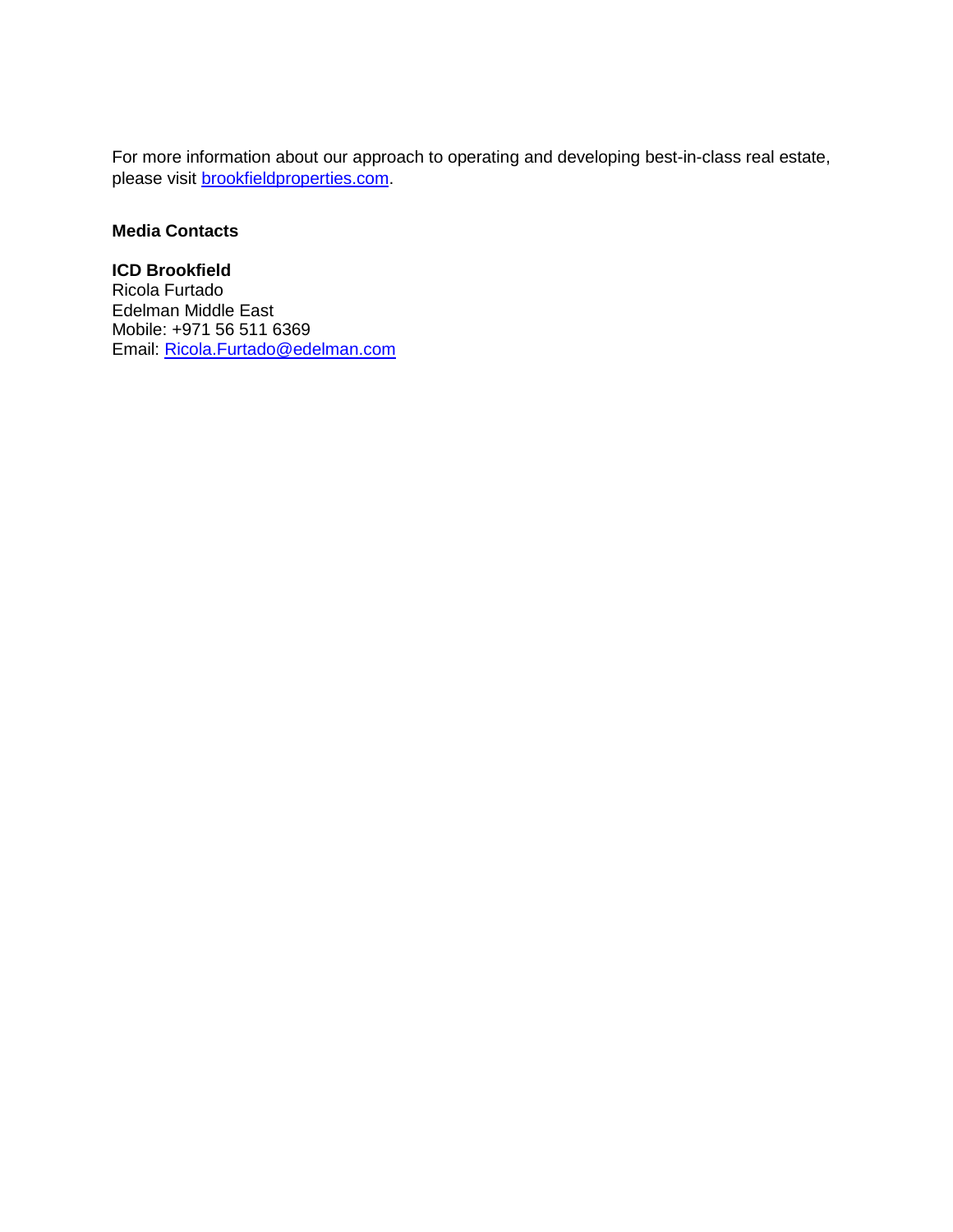For more information about our approach to operating and developing best-in-class real estate, please visit brookfieldproperties.com.

**Media Contacts**

**ICD Brookfield**
Ricola Furtado
Edelman Middle East
Mobile: +971 56 511 6369
Email: Ricola.Furtado@edelman.com